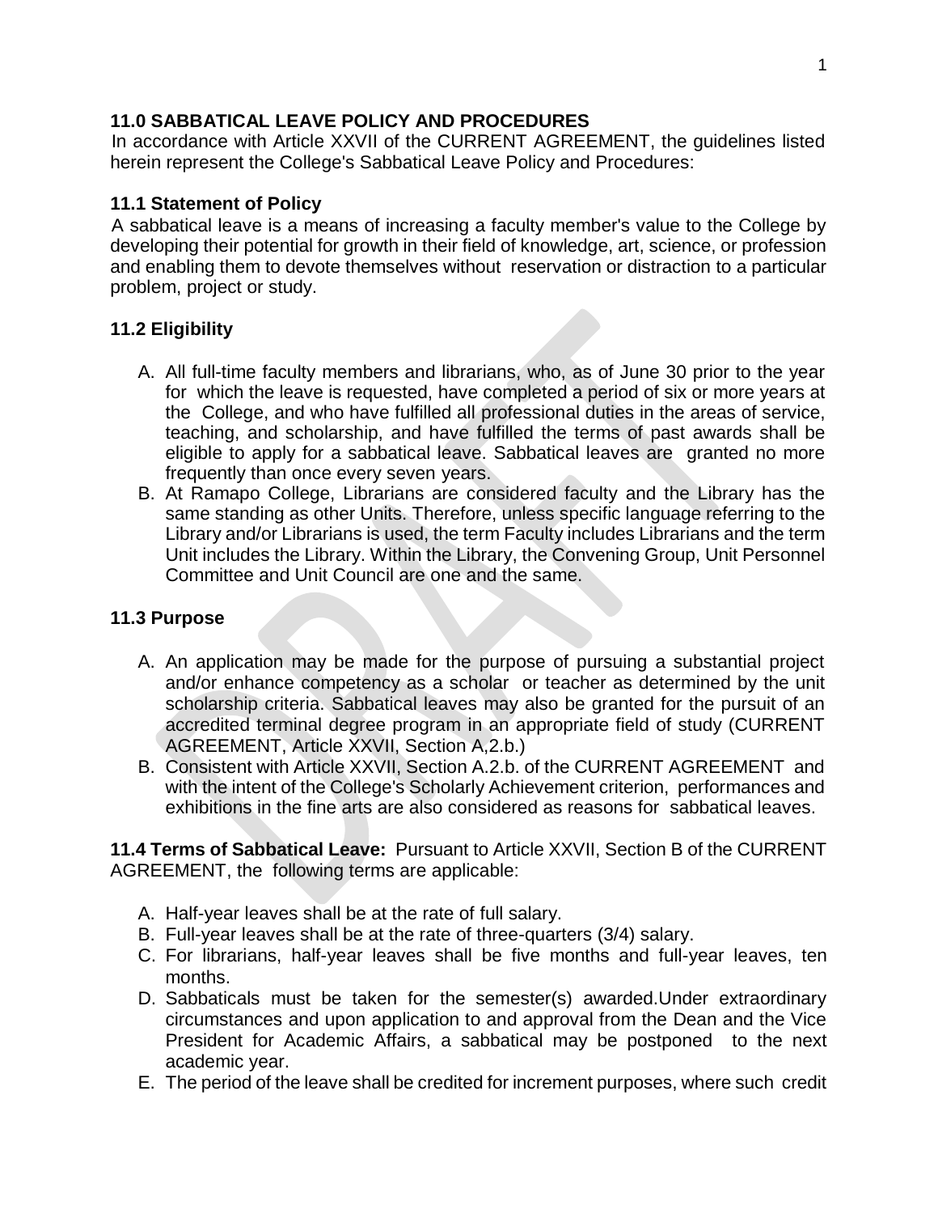## 11.0 SABBATICAL LEAVE POLICY AND PROCEDURES

In accordance with Article XXVII of the CURRENT AGREEMENT, the guidelines listed herein represent the College's Sabbatical Leave Policy and Procedures:

### 11.1 Statement of Policy

A sabbatical leave is a means of increasing a faculty member's value to the College by developing their potential for growth in their field of knowledge, art, science, or profession and enabling them to devote themselves without reservation or distraction to a particular problem, project or study.

### 11.2 Eligibility

A. All full-time faculty members and librarians, who, as of June 30 prior to the year for which the leave is requested, have completed a period of six or more years at the College, and who have fulfilled all professional duties in the areas of service, teaching, and scholarship, and have fulfilled the terms of past awards shall be eligible to apply for a sabbatical leave. Sabbatical leaves are granted no more frequently than once every seven years.

B. At Ramapo College, Librarians are considered faculty and the Library has the same standing as other Units. Therefore, unless specific language referring to the Library and/or Librarians is used, the term Faculty includes Librarians and the term Unit includes the Library. Within the Library, the Convening Group, Unit Personnel Committee and Unit Council are one and the same.

### 11.3 Purpose

A. An application may be made for the purpose of pursuing a substantial project and/or enhance competency as a scholar or teacher as determined by the unit scholarship criteria. Sabbatical leaves may also be granted for the pursuit of an accredited terminal degree program in an appropriate field of study (CURRENT AGREEMENT, Article XXVII, Section A,2.b.)

B. Consistent with Article XXVII, Section A.2.b. of the CURRENT AGREEMENT and with the intent of the College's Scholarly Achievement criterion, performances and exhibitions in the fine arts are also considered as reasons for sabbatical leaves.

**11.4 Terms of Sabbatical Leave:** Pursuant to Article XXVII, Section B of the CURRENT AGREEMENT, the following terms are applicable:

A. Half-year leaves shall be at the rate of full salary.

B. Full-year leaves shall be at the rate of three-quarters (3/4) salary.

C. For librarians, half-year leaves shall be five months and full-year leaves, ten months.

D. Sabbaticals must be taken for the semester(s) awarded.Under extraordinary circumstances and upon application to and approval from the Dean and the Vice President for Academic Affairs, a sabbatical may be postponed to the next academic year.

E. The period of the leave shall be credited for increment purposes, where such credit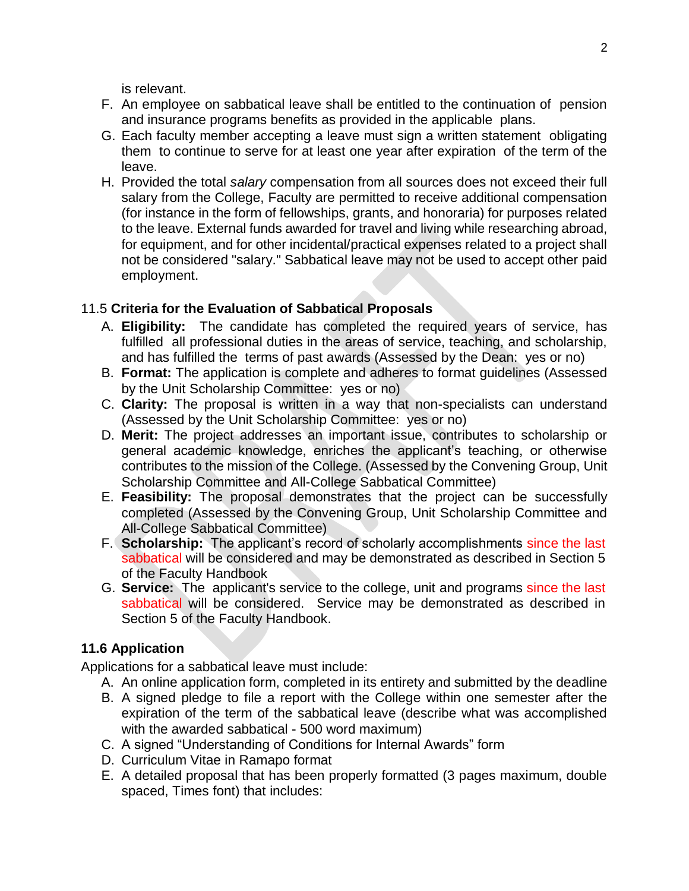is relevant.

F. An employee on sabbatical leave shall be entitled to the continuation of pension and insurance programs benefits as provided in the applicable plans.
G. Each faculty member accepting a leave must sign a written statement obligating them to continue to serve for at least one year after expiration of the term of the leave.
H. Provided the total *salary* compensation from all sources does not exceed their full salary from the College, Faculty are permitted to receive additional compensation (for instance in the form of fellowships, grants, and honoraria) for purposes related to the leave. External funds awarded for travel and living while researching abroad, for equipment, and for other incidental/practical expenses related to a project shall not be considered "salary." Sabbatical leave may not be used to accept other paid employment.

11.5 **Criteria for the Evaluation of Sabbatical Proposals**

A. **Eligibility:** The candidate has completed the required years of service, has fulfilled all professional duties in the areas of service, teaching, and scholarship, and has fulfilled the terms of past awards (Assessed by the Dean: yes or no)
B. **Format:** The application is complete and adheres to format guidelines (Assessed by the Unit Scholarship Committee: yes or no)
C. **Clarity:** The proposal is written in a way that non-specialists can understand (Assessed by the Unit Scholarship Committee: yes or no)
D. **Merit:** The project addresses an important issue, contributes to scholarship or general academic knowledge, enriches the applicant's teaching, or otherwise contributes to the mission of the College. (Assessed by the Convening Group, Unit Scholarship Committee and All-College Sabbatical Committee)
E. **Feasibility:** The proposal demonstrates that the project can be successfully completed (Assessed by the Convening Group, Unit Scholarship Committee and All-College Sabbatical Committee)
F. **Scholarship:** The applicant's record of scholarly accomplishments since the last sabbatical will be considered and may be demonstrated as described in Section 5 of the Faculty Handbook
G. **Service:** The applicant's service to the college, unit and programs since the last sabbatical will be considered. Service may be demonstrated as described in Section 5 of the Faculty Handbook.

**11.6 Application**

Applications for a sabbatical leave must include:

A. An online application form, completed in its entirety and submitted by the deadline
B. A signed pledge to file a report with the College within one semester after the expiration of the term of the sabbatical leave (describe what was accomplished with the awarded sabbatical - 500 word maximum)
C. A signed "Understanding of Conditions for Internal Awards" form
D. Curriculum Vitae in Ramapo format
E. A detailed proposal that has been properly formatted (3 pages maximum, double spaced, Times font) that includes: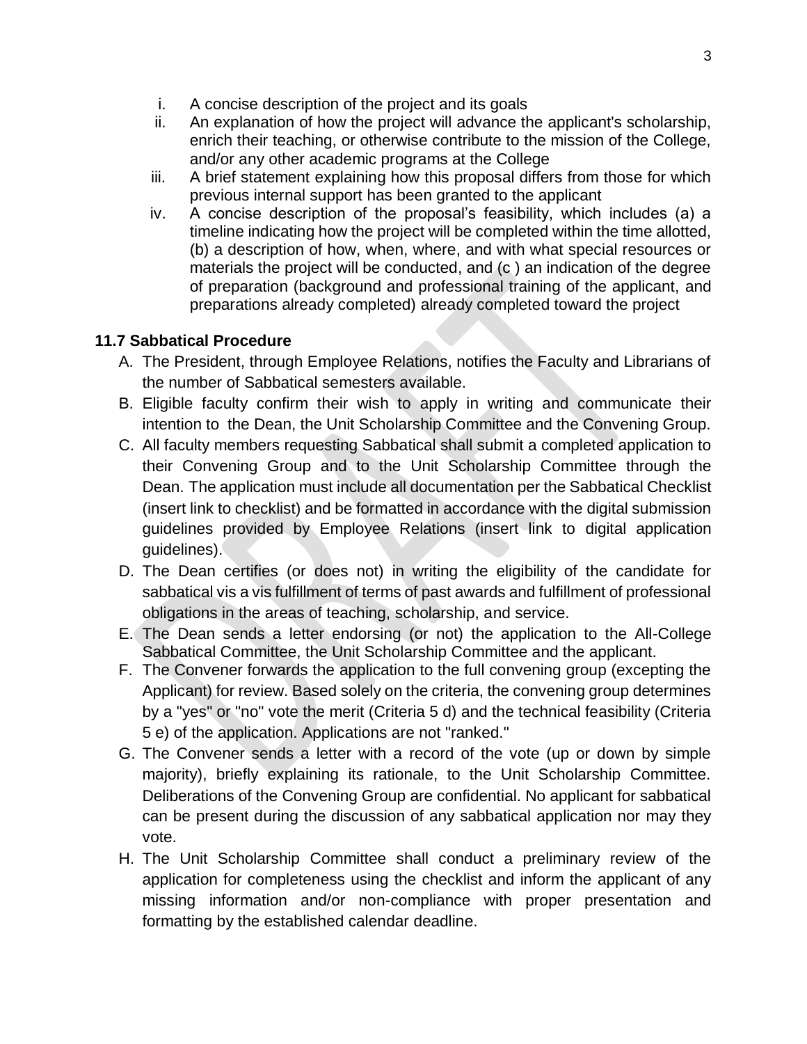i. A concise description of the project and its goals
ii. An explanation of how the project will advance the applicant's scholarship, enrich their teaching, or otherwise contribute to the mission of the College, and/or any other academic programs at the College
iii. A brief statement explaining how this proposal differs from those for which previous internal support has been granted to the applicant
iv. A concise description of the proposal's feasibility, which includes (a) a timeline indicating how the project will be completed within the time allotted, (b) a description of how, when, where, and with what special resources or materials the project will be conducted, and (c ) an indication of the degree of preparation (background and professional training of the applicant, and preparations already completed) already completed toward the project

**11.7 Sabbatical Procedure**

A. The President, through Employee Relations, notifies the Faculty and Librarians of the number of Sabbatical semesters available.
B. Eligible faculty confirm their wish to apply in writing and communicate their intention to the Dean, the Unit Scholarship Committee and the Convening Group.
C. All faculty members requesting Sabbatical shall submit a completed application to their Convening Group and to the Unit Scholarship Committee through the Dean. The application must include all documentation per the Sabbatical Checklist (insert link to checklist) and be formatted in accordance with the digital submission guidelines provided by Employee Relations (insert link to digital application guidelines).
D. The Dean certifies (or does not) in writing the eligibility of the candidate for sabbatical vis a vis fulfillment of terms of past awards and fulfillment of professional obligations in the areas of teaching, scholarship, and service.
E. The Dean sends a letter endorsing (or not) the application to the All-College Sabbatical Committee, the Unit Scholarship Committee and the applicant.
F. The Convener forwards the application to the full convening group (excepting the Applicant) for review. Based solely on the criteria, the convening group determines by a "yes" or "no" vote the merit (Criteria 5 d) and the technical feasibility (Criteria 5 e) of the application. Applications are not "ranked."
G. The Convener sends a letter with a record of the vote (up or down by simple majority), briefly explaining its rationale, to the Unit Scholarship Committee. Deliberations of the Convening Group are confidential. No applicant for sabbatical can be present during the discussion of any sabbatical application nor may they vote.
H. The Unit Scholarship Committee shall conduct a preliminary review of the application for completeness using the checklist and inform the applicant of any missing information and/or non-compliance with proper presentation and formatting by the established calendar deadline.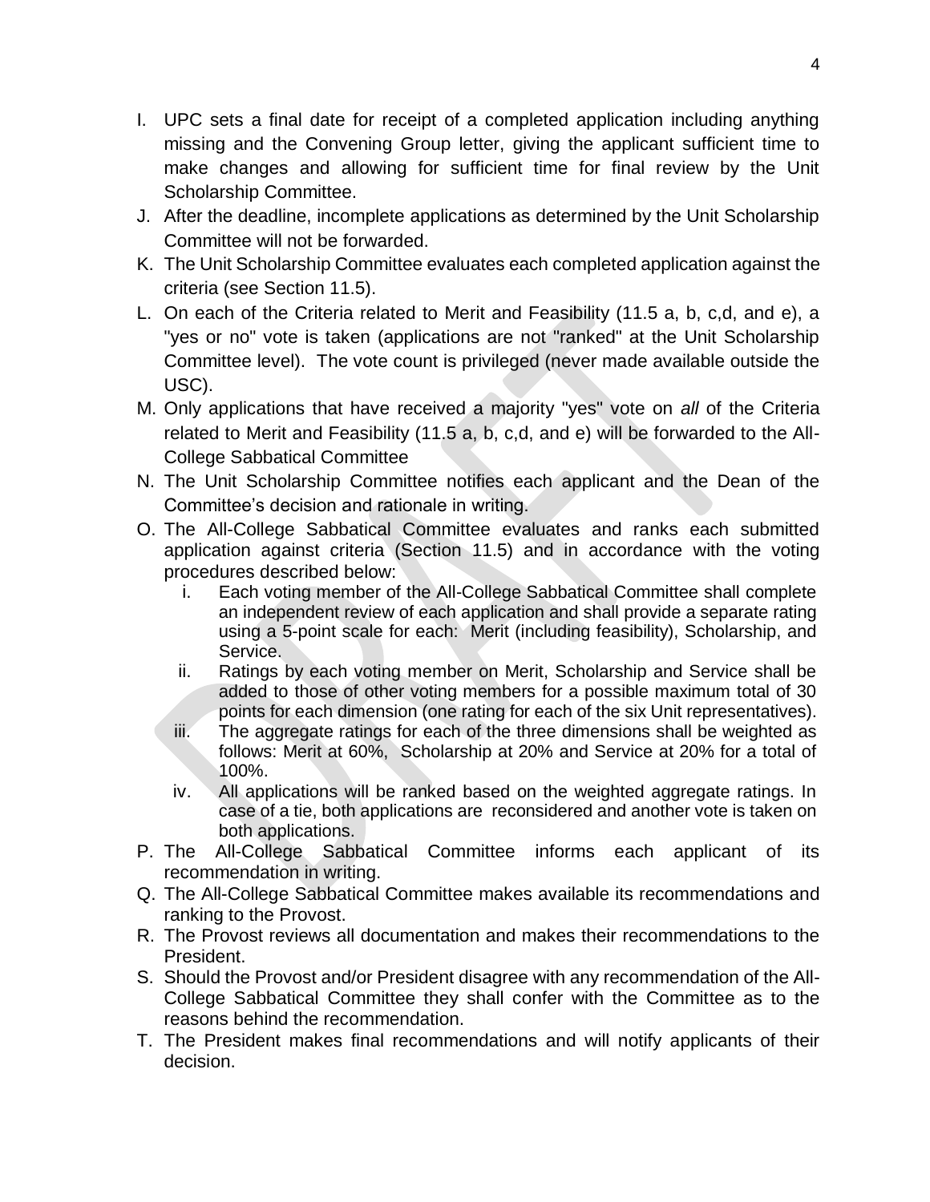I. UPC sets a final date for receipt of a completed application including anything missing and the Convening Group letter, giving the applicant sufficient time to make changes and allowing for sufficient time for final review by the Unit Scholarship Committee.

J. After the deadline, incomplete applications as determined by the Unit Scholarship Committee will not be forwarded.

K. The Unit Scholarship Committee evaluates each completed application against the criteria (see Section 11.5).

L. On each of the Criteria related to Merit and Feasibility (11.5 a, b, c,d, and e), a "yes or no" vote is taken (applications are not "ranked" at the Unit Scholarship Committee level). The vote count is privileged (never made available outside the USC).

M. Only applications that have received a majority "yes" vote on *all* of the Criteria related to Merit and Feasibility (11.5 a, b, c,d, and e) will be forwarded to the All-College Sabbatical Committee

N. The Unit Scholarship Committee notifies each applicant and the Dean of the Committee's decision and rationale in writing.

O. The All-College Sabbatical Committee evaluates and ranks each submitted application against criteria (Section 11.5) and in accordance with the voting procedures described below:
   i. Each voting member of the All-College Sabbatical Committee shall complete an independent review of each application and shall provide a separate rating using a 5-point scale for each: Merit (including feasibility), Scholarship, and Service.
   ii. Ratings by each voting member on Merit, Scholarship and Service shall be added to those of other voting members for a possible maximum total of 30 points for each dimension (one rating for each of the six Unit representatives).
   iii. The aggregate ratings for each of the three dimensions shall be weighted as follows: Merit at 60%, Scholarship at 20% and Service at 20% for a total of 100%.
   iv. All applications will be ranked based on the weighted aggregate ratings. In case of a tie, both applications are reconsidered and another vote is taken on both applications.

P. The All-College Sabbatical Committee informs each applicant of its recommendation in writing.

Q. The All-College Sabbatical Committee makes available its recommendations and ranking to the Provost.

R. The Provost reviews all documentation and makes their recommendations to the President.

S. Should the Provost and/or President disagree with any recommendation of the All-College Sabbatical Committee they shall confer with the Committee as to the reasons behind the recommendation.

T. The President makes final recommendations and will notify applicants of their decision.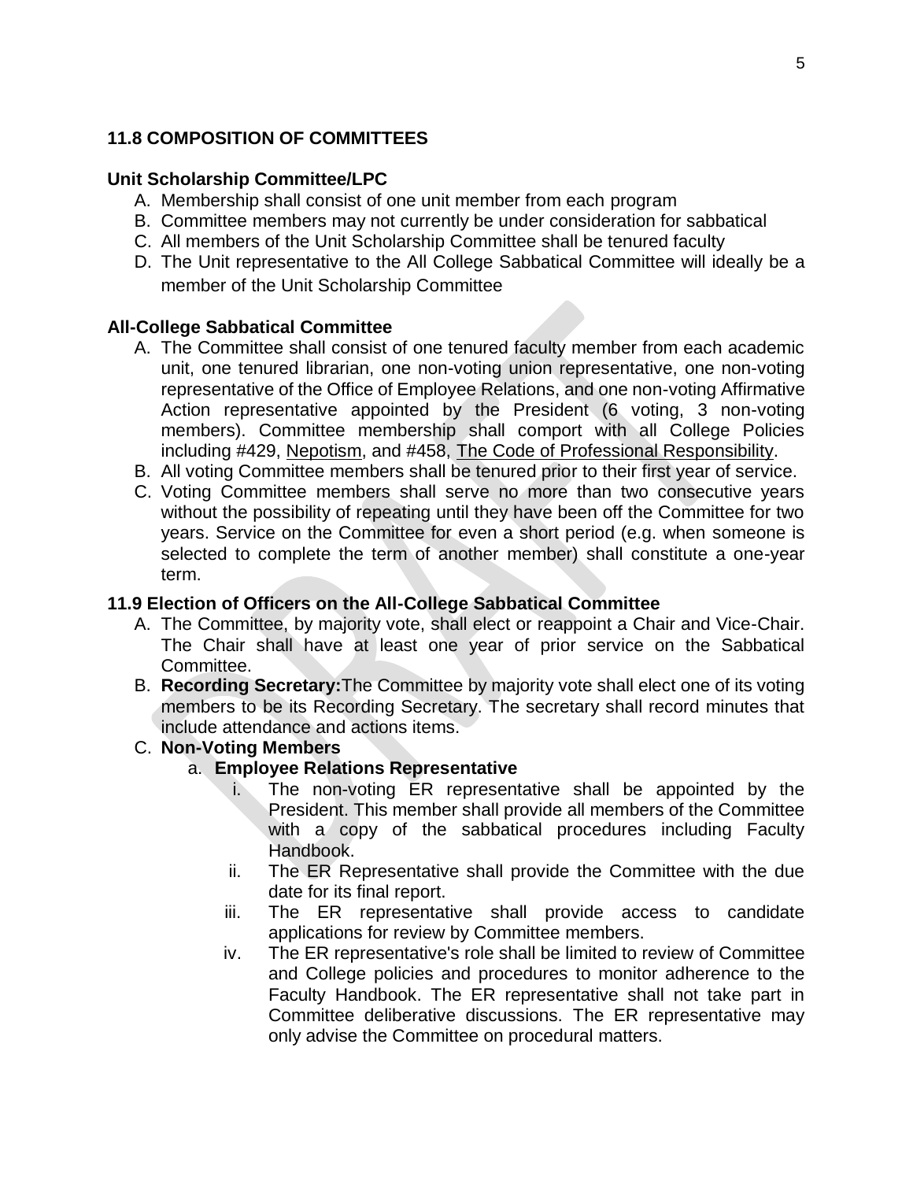## 11.8 COMPOSITION OF COMMITTEES

### Unit Scholarship Committee/LPC

A. Membership shall consist of one unit member from each program
B. Committee members may not currently be under consideration for sabbatical
C. All members of the Unit Scholarship Committee shall be tenured faculty
D. The Unit representative to the All College Sabbatical Committee will ideally be a member of the Unit Scholarship Committee

### All-College Sabbatical Committee

A. The Committee shall consist of one tenured faculty member from each academic unit, one tenured librarian, one non-voting union representative, one non-voting representative of the Office of Employee Relations, and one non-voting Affirmative Action representative appointed by the President (6 voting, 3 non-voting members). Committee membership shall comport with all College Policies including #429, Nepotism, and #458, The Code of Professional Responsibility.
B. All voting Committee members shall be tenured prior to their first year of service.
C. Voting Committee members shall serve no more than two consecutive years without the possibility of repeating until they have been off the Committee for two years. Service on the Committee for even a short period (e.g. when someone is selected to complete the term of another member) shall constitute a one-year term.

## 11.9 Election of Officers on the All-College Sabbatical Committee

A. The Committee, by majority vote, shall elect or reappoint a Chair and Vice-Chair. The Chair shall have at least one year of prior service on the Sabbatical Committee.
B. **Recording Secretary:**The Committee by majority vote shall elect one of its voting members to be its Recording Secretary. The secretary shall record minutes that include attendance and actions items.
C. **Non-Voting Members**
   a. **Employee Relations Representative**
      i. The non-voting ER representative shall be appointed by the President. This member shall provide all members of the Committee with a copy of the sabbatical procedures including Faculty Handbook.
      ii. The ER Representative shall provide the Committee with the due date for its final report.
      iii. The ER representative shall provide access to candidate applications for review by Committee members.
      iv. The ER representative's role shall be limited to review of Committee and College policies and procedures to monitor adherence to the Faculty Handbook. The ER representative shall not take part in Committee deliberative discussions. The ER representative may only advise the Committee on procedural matters.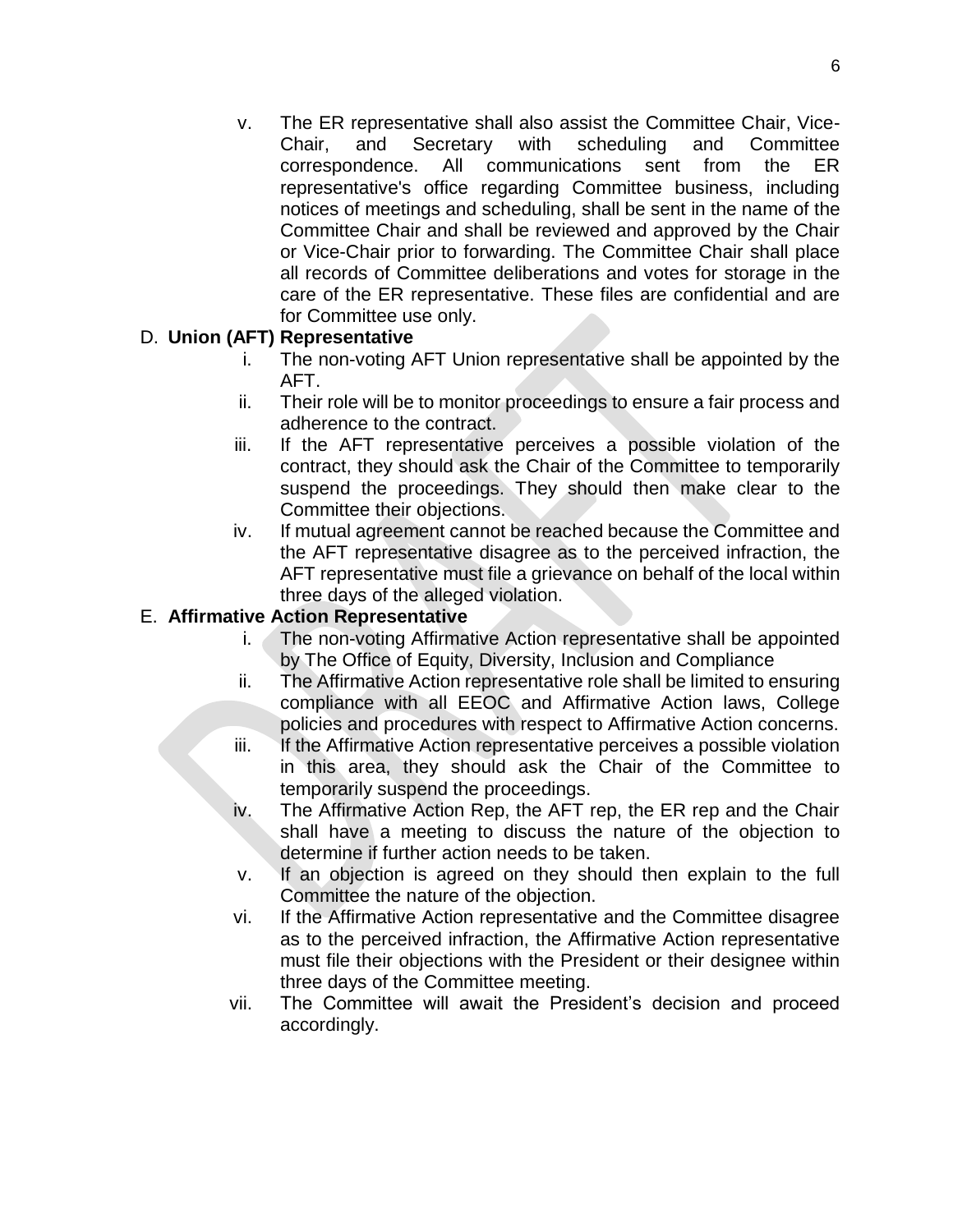v. The ER representative shall also assist the Committee Chair, Vice-Chair, and Secretary with scheduling and Committee correspondence. All communications sent from the ER representative's office regarding Committee business, including notices of meetings and scheduling, shall be sent in the name of the Committee Chair and shall be reviewed and approved by the Chair or Vice-Chair prior to forwarding. The Committee Chair shall place all records of Committee deliberations and votes for storage in the care of the ER representative. These files are confidential and are for Committee use only.

D. **Union (AFT) Representative**

i. The non-voting AFT Union representative shall be appointed by the AFT.

ii. Their role will be to monitor proceedings to ensure a fair process and adherence to the contract.

iii. If the AFT representative perceives a possible violation of the contract, they should ask the Chair of the Committee to temporarily suspend the proceedings. They should then make clear to the Committee their objections.

iv. If mutual agreement cannot be reached because the Committee and the AFT representative disagree as to the perceived infraction, the AFT representative must file a grievance on behalf of the local within three days of the alleged violation.

E. **Affirmative Action Representative**

i. The non-voting Affirmative Action representative shall be appointed by The Office of Equity, Diversity, Inclusion and Compliance

ii. The Affirmative Action representative role shall be limited to ensuring compliance with all EEOC and Affirmative Action laws, College policies and procedures with respect to Affirmative Action concerns.

iii. If the Affirmative Action representative perceives a possible violation in this area, they should ask the Chair of the Committee to temporarily suspend the proceedings.

iv. The Affirmative Action Rep, the AFT rep, the ER rep and the Chair shall have a meeting to discuss the nature of the objection to determine if further action needs to be taken.

v. If an objection is agreed on they should then explain to the full Committee the nature of the objection.

vi. If the Affirmative Action representative and the Committee disagree as to the perceived infraction, the Affirmative Action representative must file their objections with the President or their designee within three days of the Committee meeting.

vii. The Committee will await the President's decision and proceed accordingly.